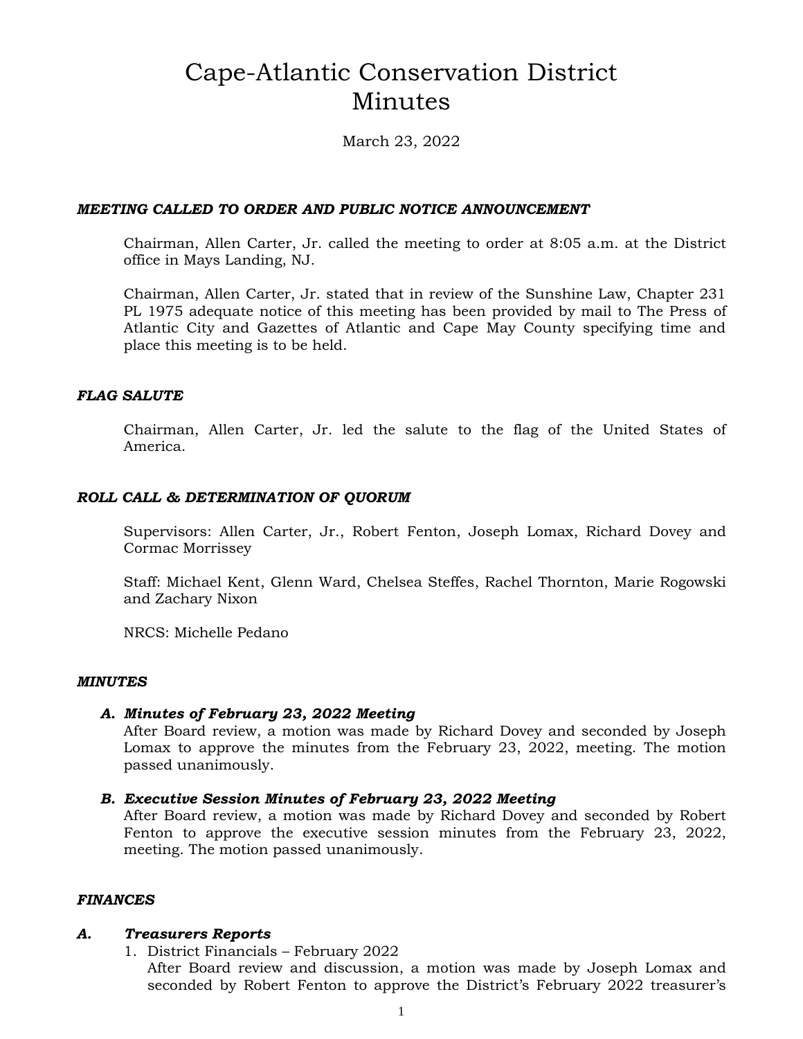# Cape-Atlantic Conservation District
# Minutes

March 23, 2022

### *MEETING CALLED TO ORDER AND PUBLIC NOTICE ANNOUNCEMENT*

Chairman, Allen Carter, Jr. called the meeting to order at 8:05 a.m. at the District office in Mays Landing, NJ.

Chairman, Allen Carter, Jr. stated that in review of the Sunshine Law, Chapter 231 PL 1975 adequate notice of this meeting has been provided by mail to The Press of Atlantic City and Gazettes of Atlantic and Cape May County specifying time and place this meeting is to be held.

### *FLAG SALUTE*

Chairman, Allen Carter, Jr. led the salute to the flag of the United States of America.

### *ROLL CALL & DETERMINATION OF QUORUM*

Supervisors: Allen Carter, Jr., Robert Fenton, Joseph Lomax, Richard Dovey and Cormac Morrissey

Staff: Michael Kent, Glenn Ward, Chelsea Steffes, Rachel Thornton, Marie Rogowski and Zachary Nixon

NRCS: Michelle Pedano

### *MINUTES*

**A. *Minutes of February 23, 2022 Meeting***
After Board review, a motion was made by Richard Dovey and seconded by Joseph Lomax to approve the minutes from the February 23, 2022, meeting. The motion passed unanimously.

**B. *Executive Session Minutes of February 23, 2022 Meeting***
After Board review, a motion was made by Richard Dovey and seconded by Robert Fenton to approve the executive session minutes from the February 23, 2022, meeting. The motion passed unanimously.

### *FINANCES*

**A. *Treasurers Reports***

1. District Financials – February 2022
   After Board review and discussion, a motion was made by Joseph Lomax and seconded by Robert Fenton to approve the District's February 2022 treasurer's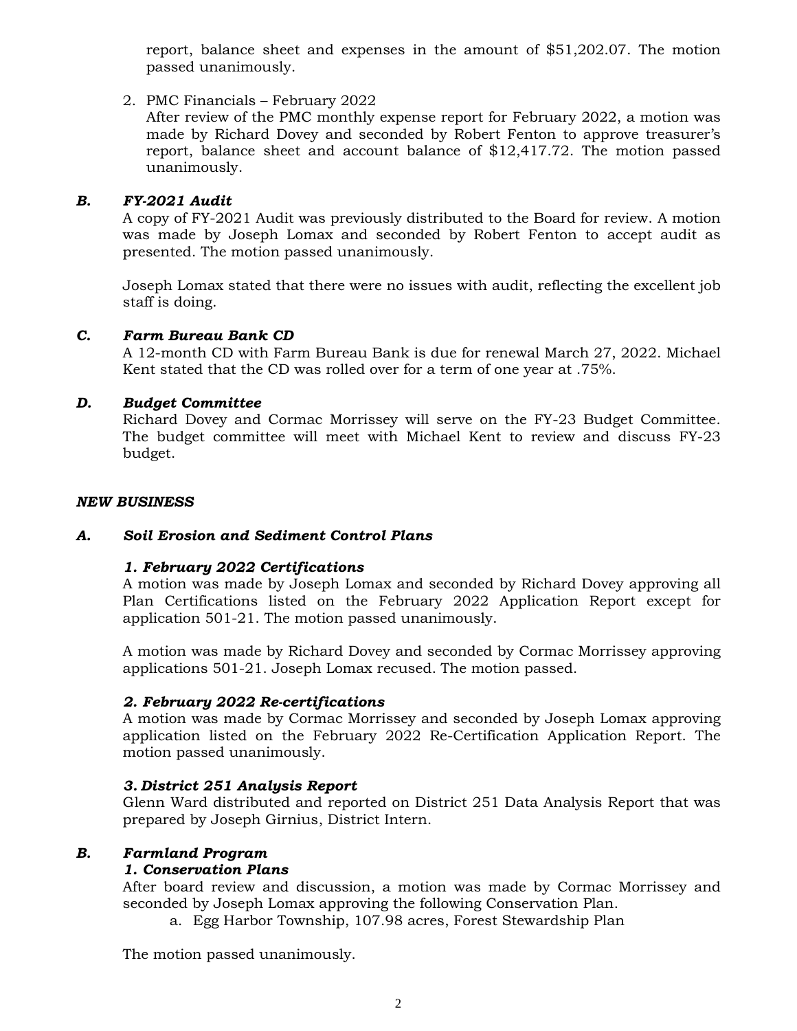report, balance sheet and expenses in the amount of $51,202.07. The motion passed unanimously.

2. PMC Financials – February 2022
   After review of the PMC monthly expense report for February 2022, a motion was made by Richard Dovey and seconded by Robert Fenton to approve treasurer's report, balance sheet and account balance of $12,417.72. The motion passed unanimously.

### *B. FY-2021 Audit*

A copy of FY-2021 Audit was previously distributed to the Board for review. A motion was made by Joseph Lomax and seconded by Robert Fenton to accept audit as presented. The motion passed unanimously.

Joseph Lomax stated that there were no issues with audit, reflecting the excellent job staff is doing.

### *C. Farm Bureau Bank CD*

A 12-month CD with Farm Bureau Bank is due for renewal March 27, 2022. Michael Kent stated that the CD was rolled over for a term of one year at .75%.

### *D. Budget Committee*

Richard Dovey and Cormac Morrissey will serve on the FY-23 Budget Committee. The budget committee will meet with Michael Kent to review and discuss FY-23 budget.

## *NEW BUSINESS*

### *A. Soil Erosion and Sediment Control Plans*

#### *1. February 2022 Certifications*

A motion was made by Joseph Lomax and seconded by Richard Dovey approving all Plan Certifications listed on the February 2022 Application Report except for application 501-21. The motion passed unanimously.

A motion was made by Richard Dovey and seconded by Cormac Morrissey approving applications 501-21. Joseph Lomax recused. The motion passed.

#### *2. February 2022 Re-certifications*

A motion was made by Cormac Morrissey and seconded by Joseph Lomax approving application listed on the February 2022 Re-Certification Application Report. The motion passed unanimously.

#### *3. District 251 Analysis Report*

Glenn Ward distributed and reported on District 251 Data Analysis Report that was prepared by Joseph Girnius, District Intern.

### *B. Farmland Program*

#### *1. Conservation Plans*

After board review and discussion, a motion was made by Cormac Morrissey and seconded by Joseph Lomax approving the following Conservation Plan.

a. Egg Harbor Township, 107.98 acres, Forest Stewardship Plan

The motion passed unanimously.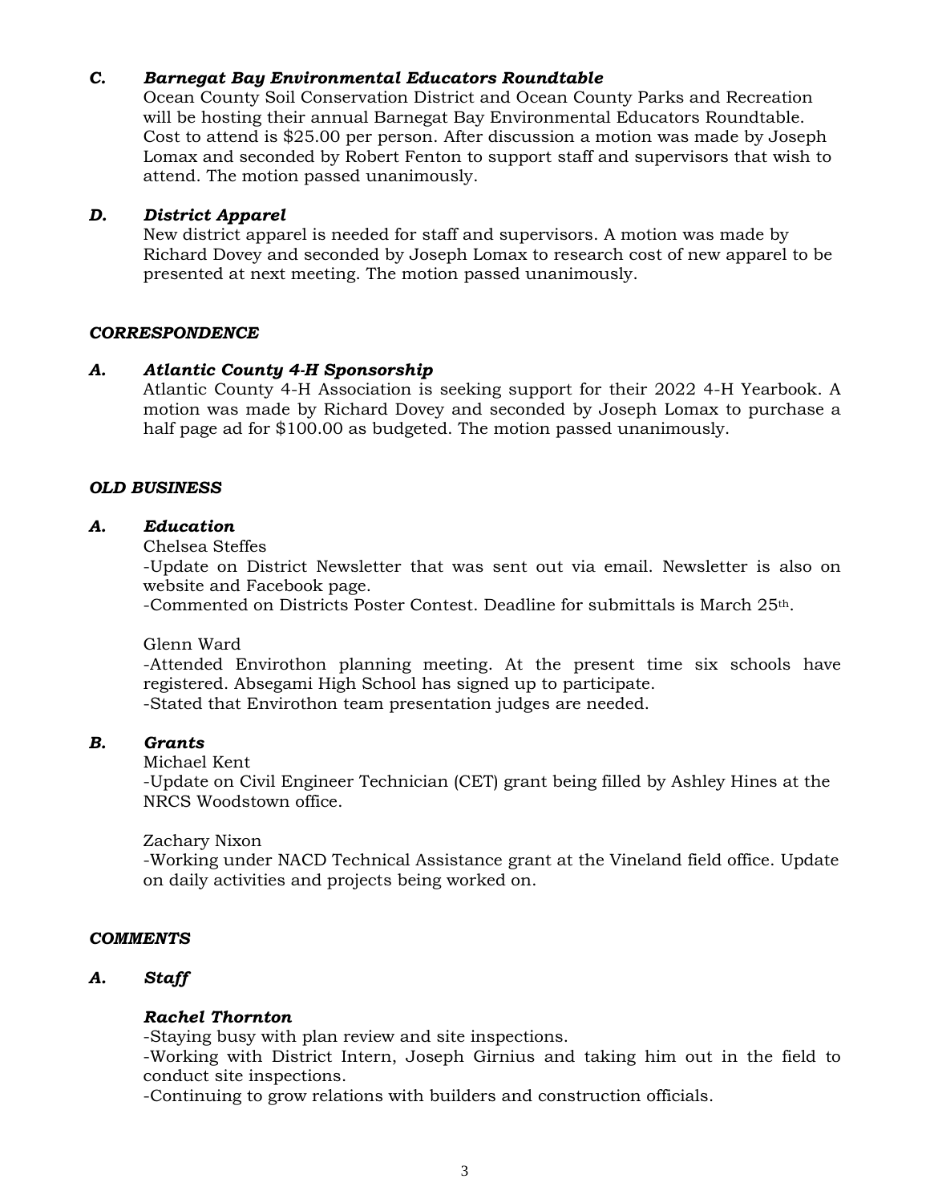### *C. Barnegat Bay Environmental Educators Roundtable*

Ocean County Soil Conservation District and Ocean County Parks and Recreation will be hosting their annual Barnegat Bay Environmental Educators Roundtable. Cost to attend is $25.00 per person. After discussion a motion was made by Joseph Lomax and seconded by Robert Fenton to support staff and supervisors that wish to attend. The motion passed unanimously.

### *D. District Apparel*

New district apparel is needed for staff and supervisors. A motion was made by Richard Dovey and seconded by Joseph Lomax to research cost of new apparel to be presented at next meeting. The motion passed unanimously.

## *CORRESPONDENCE*

### *A. Atlantic County 4-H Sponsorship*

Atlantic County 4-H Association is seeking support for their 2022 4-H Yearbook. A motion was made by Richard Dovey and seconded by Joseph Lomax to purchase a half page ad for $100.00 as budgeted. The motion passed unanimously.

## *OLD BUSINESS*

### *A. Education*

Chelsea Steffes

-Update on District Newsletter that was sent out via email. Newsletter is also on website and Facebook page.

-Commented on Districts Poster Contest. Deadline for submittals is March 25th.

Glenn Ward

-Attended Envirothon planning meeting. At the present time six schools have registered. Absegami High School has signed up to participate.

-Stated that Envirothon team presentation judges are needed.

### *B. Grants*

Michael Kent

-Update on Civil Engineer Technician (CET) grant being filled by Ashley Hines at the NRCS Woodstown office.

Zachary Nixon

-Working under NACD Technical Assistance grant at the Vineland field office. Update on daily activities and projects being worked on.

## *COMMENTS*

### *A. Staff*

***Rachel Thornton***

-Staying busy with plan review and site inspections.

-Working with District Intern, Joseph Girnius and taking him out in the field to conduct site inspections.

-Continuing to grow relations with builders and construction officials.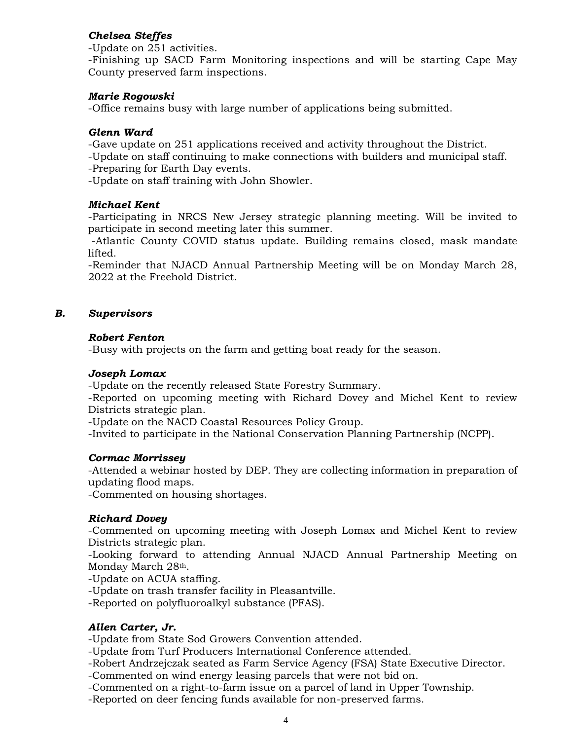***Chelsea Steffes***

-Update on 251 activities.

-Finishing up SACD Farm Monitoring inspections and will be starting Cape May County preserved farm inspections.

***Marie Rogowski***

-Office remains busy with large number of applications being submitted.

***Glenn Ward***

-Gave update on 251 applications received and activity throughout the District.

-Update on staff continuing to make connections with builders and municipal staff.

-Preparing for Earth Day events.

-Update on staff training with John Showler.

***Michael Kent***

-Participating in NRCS New Jersey strategic planning meeting. Will be invited to participate in second meeting later this summer.

-Atlantic County COVID status update. Building remains closed, mask mandate lifted.

-Reminder that NJACD Annual Partnership Meeting will be on Monday March 28, 2022 at the Freehold District.

## *B. Supervisors*

***Robert Fenton***

-Busy with projects on the farm and getting boat ready for the season.

***Joseph Lomax***

-Update on the recently released State Forestry Summary.

-Reported on upcoming meeting with Richard Dovey and Michel Kent to review Districts strategic plan.

-Update on the NACD Coastal Resources Policy Group.

-Invited to participate in the National Conservation Planning Partnership (NCPP).

***Cormac Morrissey***

-Attended a webinar hosted by DEP. They are collecting information in preparation of updating flood maps.

-Commented on housing shortages.

***Richard Dovey***

-Commented on upcoming meeting with Joseph Lomax and Michel Kent to review Districts strategic plan.

-Looking forward to attending Annual NJACD Annual Partnership Meeting on Monday March 28th.

-Update on ACUA staffing.

-Update on trash transfer facility in Pleasantville.

-Reported on polyfluoroalkyl substance (PFAS).

***Allen Carter, Jr.***

-Update from State Sod Growers Convention attended.

-Update from Turf Producers International Conference attended.

-Robert Andrzejczak seated as Farm Service Agency (FSA) State Executive Director.

-Commented on wind energy leasing parcels that were not bid on.

-Commented on a right-to-farm issue on a parcel of land in Upper Township.

-Reported on deer fencing funds available for non-preserved farms.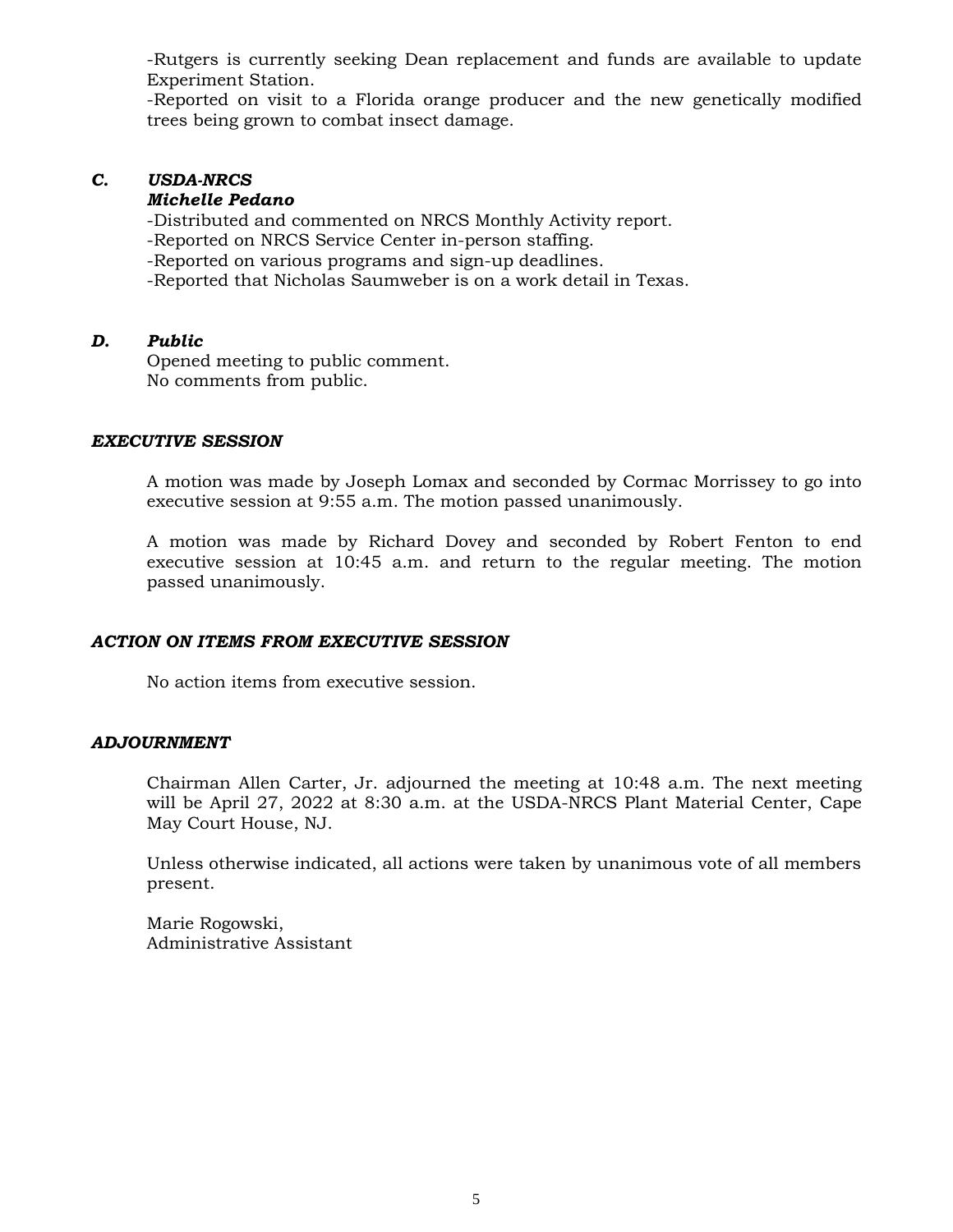-Rutgers is currently seeking Dean replacement and funds are available to update Experiment Station.
-Reported on visit to a Florida orange producer and the new genetically modified trees being grown to combat insect damage.

### *C. USDA-NRCS*
***Michelle Pedano***

-Distributed and commented on NRCS Monthly Activity report.
-Reported on NRCS Service Center in-person staffing.
-Reported on various programs and sign-up deadlines.
-Reported that Nicholas Saumweber is on a work detail in Texas.

### *D. Public*

Opened meeting to public comment.
No comments from public.

## *EXECUTIVE SESSION*

A motion was made by Joseph Lomax and seconded by Cormac Morrissey to go into executive session at 9:55 a.m. The motion passed unanimously.

A motion was made by Richard Dovey and seconded by Robert Fenton to end executive session at 10:45 a.m. and return to the regular meeting. The motion passed unanimously.

## *ACTION ON ITEMS FROM EXECUTIVE SESSION*

No action items from executive session.

## *ADJOURNMENT*

Chairman Allen Carter, Jr. adjourned the meeting at 10:48 a.m. The next meeting will be April 27, 2022 at 8:30 a.m. at the USDA-NRCS Plant Material Center, Cape May Court House, NJ.

Unless otherwise indicated, all actions were taken by unanimous vote of all members present.

Marie Rogowski,
Administrative Assistant